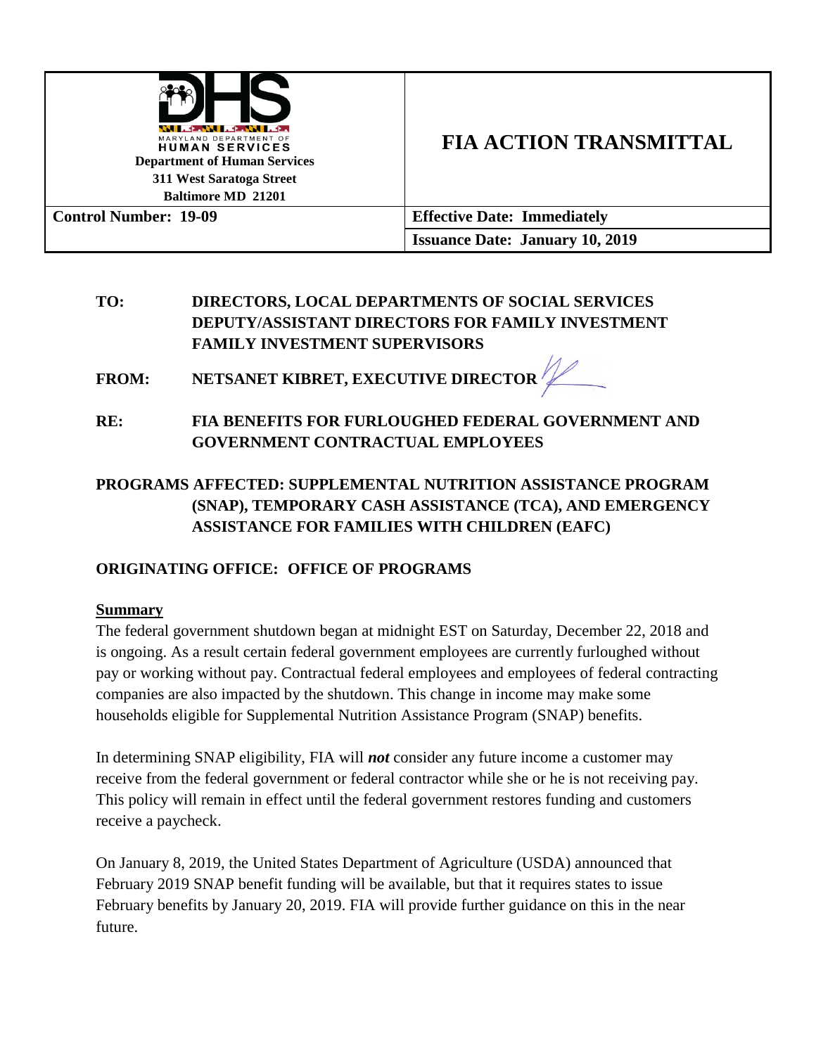| MARYLAND DEPARTMENT OF HUMAN SERVICES<br>**Department of Human Services**<br>**311 West Saratoga Street**<br>**Baltimore MD 21201** | **FIA ACTION TRANSMITTAL** |
|---|---|
| **Control Number: 19-09** | **Effective Date: Immediately** |
| | **Issuance Date: January 10, 2019** |

**TO:** DIRECTORS, LOCAL DEPARTMENTS OF SOCIAL SERVICES
DEPUTY/ASSISTANT DIRECTORS FOR FAMILY INVESTMENT
FAMILY INVESTMENT SUPERVISORS

**FROM:** NETSANET KIBRET, EXECUTIVE DIRECTOR

**RE:** FIA BENEFITS FOR FURLOUGHED FEDERAL GOVERNMENT AND GOVERNMENT CONTRACTUAL EMPLOYEES

**PROGRAMS AFFECTED: SUPPLEMENTAL NUTRITION ASSISTANCE PROGRAM (SNAP), TEMPORARY CASH ASSISTANCE (TCA), AND EMERGENCY ASSISTANCE FOR FAMILIES WITH CHILDREN (EAFC)**

**ORIGINATING OFFICE: OFFICE OF PROGRAMS**

## Summary

The federal government shutdown began at midnight EST on Saturday, December 22, 2018 and is ongoing. As a result certain federal government employees are currently furloughed without pay or working without pay. Contractual federal employees and employees of federal contracting companies are also impacted by the shutdown. This change in income may make some households eligible for Supplemental Nutrition Assistance Program (SNAP) benefits.

In determining SNAP eligibility, FIA will ***not*** consider any future income a customer may receive from the federal government or federal contractor while she or he is not receiving pay. This policy will remain in effect until the federal government restores funding and customers receive a paycheck.

On January 8, 2019, the United States Department of Agriculture (USDA) announced that February 2019 SNAP benefit funding will be available, but that it requires states to issue February benefits by January 20, 2019. FIA will provide further guidance on this in the near future.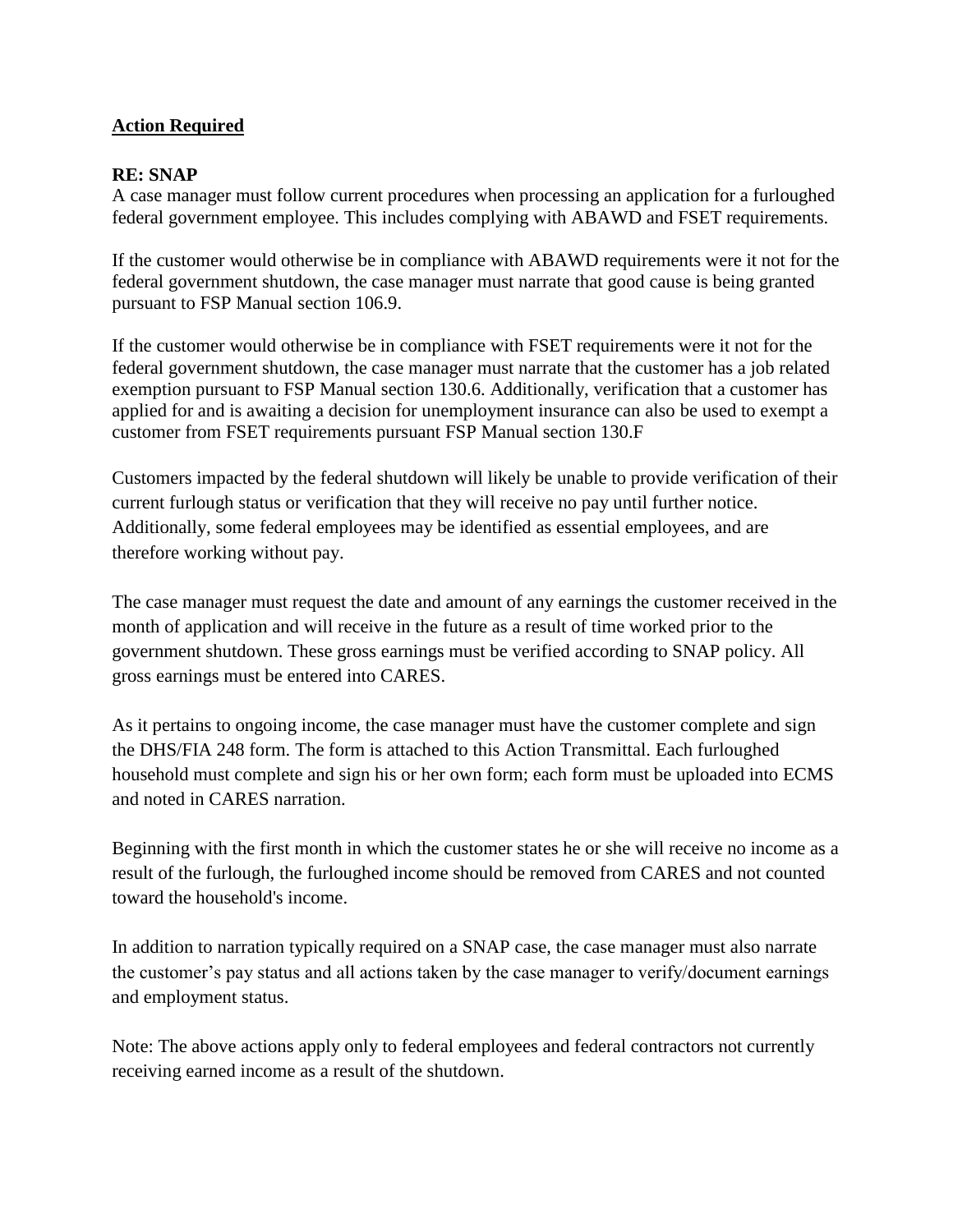## **Action Required**

**RE: SNAP**

A case manager must follow current procedures when processing an application for a furloughed federal government employee. This includes complying with ABAWD and FSET requirements.

If the customer would otherwise be in compliance with ABAWD requirements were it not for the federal government shutdown, the case manager must narrate that good cause is being granted pursuant to FSP Manual section 106.9.

If the customer would otherwise be in compliance with FSET requirements were it not for the federal government shutdown, the case manager must narrate that the customer has a job related exemption pursuant to FSP Manual section 130.6. Additionally, verification that a customer has applied for and is awaiting a decision for unemployment insurance can also be used to exempt a customer from FSET requirements pursuant FSP Manual section 130.F

Customers impacted by the federal shutdown will likely be unable to provide verification of their current furlough status or verification that they will receive no pay until further notice. Additionally, some federal employees may be identified as essential employees, and are therefore working without pay.

The case manager must request the date and amount of any earnings the customer received in the month of application and will receive in the future as a result of time worked prior to the government shutdown. These gross earnings must be verified according to SNAP policy. All gross earnings must be entered into CARES.

As it pertains to ongoing income, the case manager must have the customer complete and sign the DHS/FIA 248 form. The form is attached to this Action Transmittal. Each furloughed household must complete and sign his or her own form; each form must be uploaded into ECMS and noted in CARES narration.

Beginning with the first month in which the customer states he or she will receive no income as a result of the furlough, the furloughed income should be removed from CARES and not counted toward the household's income.

In addition to narration typically required on a SNAP case, the case manager must also narrate the customer's pay status and all actions taken by the case manager to verify/document earnings and employment status.

Note: The above actions apply only to federal employees and federal contractors not currently receiving earned income as a result of the shutdown.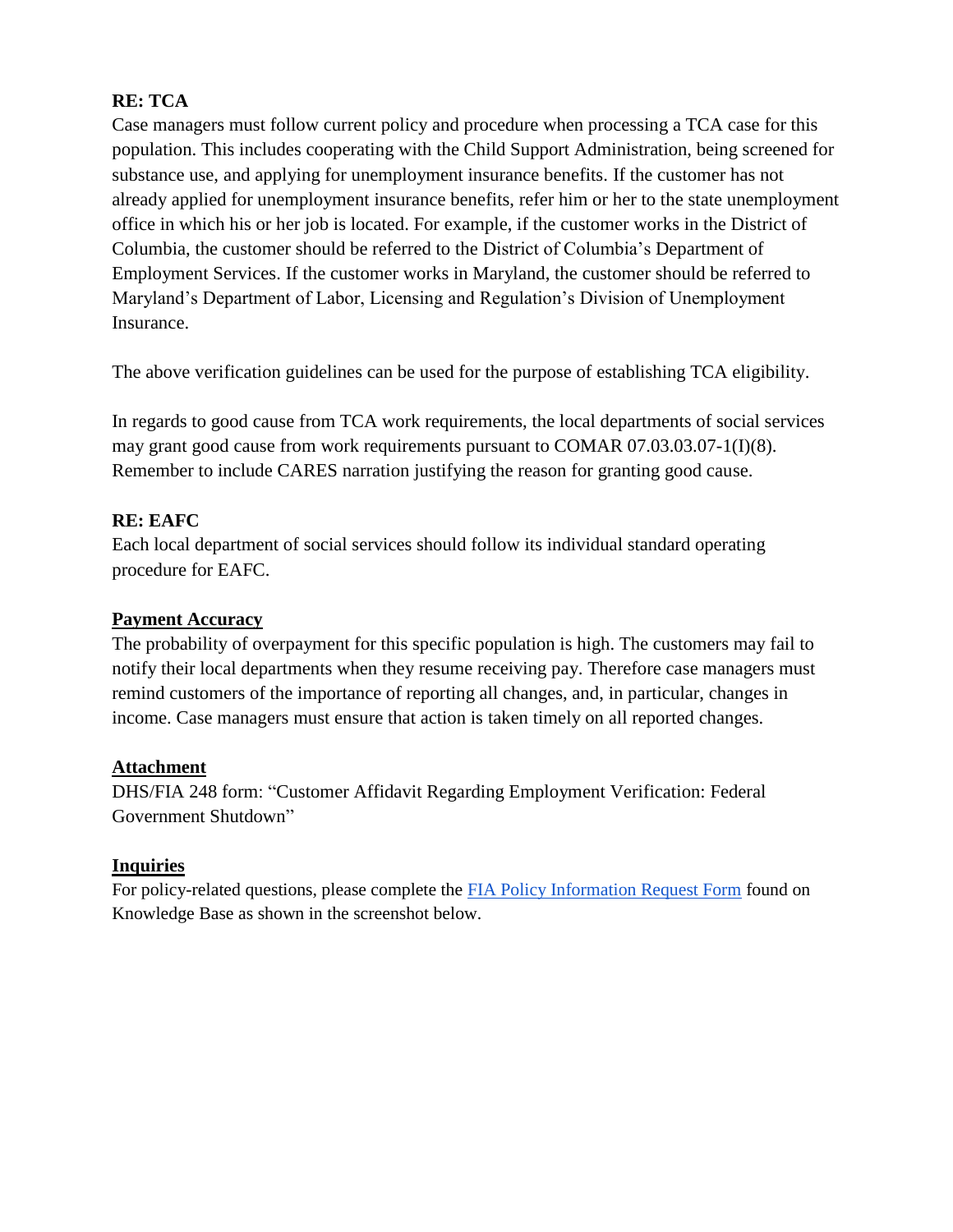**RE: TCA**

Case managers must follow current policy and procedure when processing a TCA case for this population. This includes cooperating with the Child Support Administration, being screened for substance use, and applying for unemployment insurance benefits. If the customer has not already applied for unemployment insurance benefits, refer him or her to the state unemployment office in which his or her job is located. For example, if the customer works in the District of Columbia, the customer should be referred to the District of Columbia's Department of Employment Services. If the customer works in Maryland, the customer should be referred to Maryland's Department of Labor, Licensing and Regulation's Division of Unemployment Insurance.

The above verification guidelines can be used for the purpose of establishing TCA eligibility.

In regards to good cause from TCA work requirements, the local departments of social services may grant good cause from work requirements pursuant to COMAR 07.03.03.07-1(I)(8). Remember to include CARES narration justifying the reason for granting good cause.

**RE: EAFC**

Each local department of social services should follow its individual standard operating procedure for EAFC.

## Payment Accuracy

The probability of overpayment for this specific population is high. The customers may fail to notify their local departments when they resume receiving pay. Therefore case managers must remind customers of the importance of reporting all changes, and, in particular, changes in income. Case managers must ensure that action is taken timely on all reported changes.

## Attachment

DHS/FIA 248 form: "Customer Affidavit Regarding Employment Verification: Federal Government Shutdown"

## Inquiries

For policy-related questions, please complete the [FIA Policy Information Request Form]() found on Knowledge Base as shown in the screenshot below.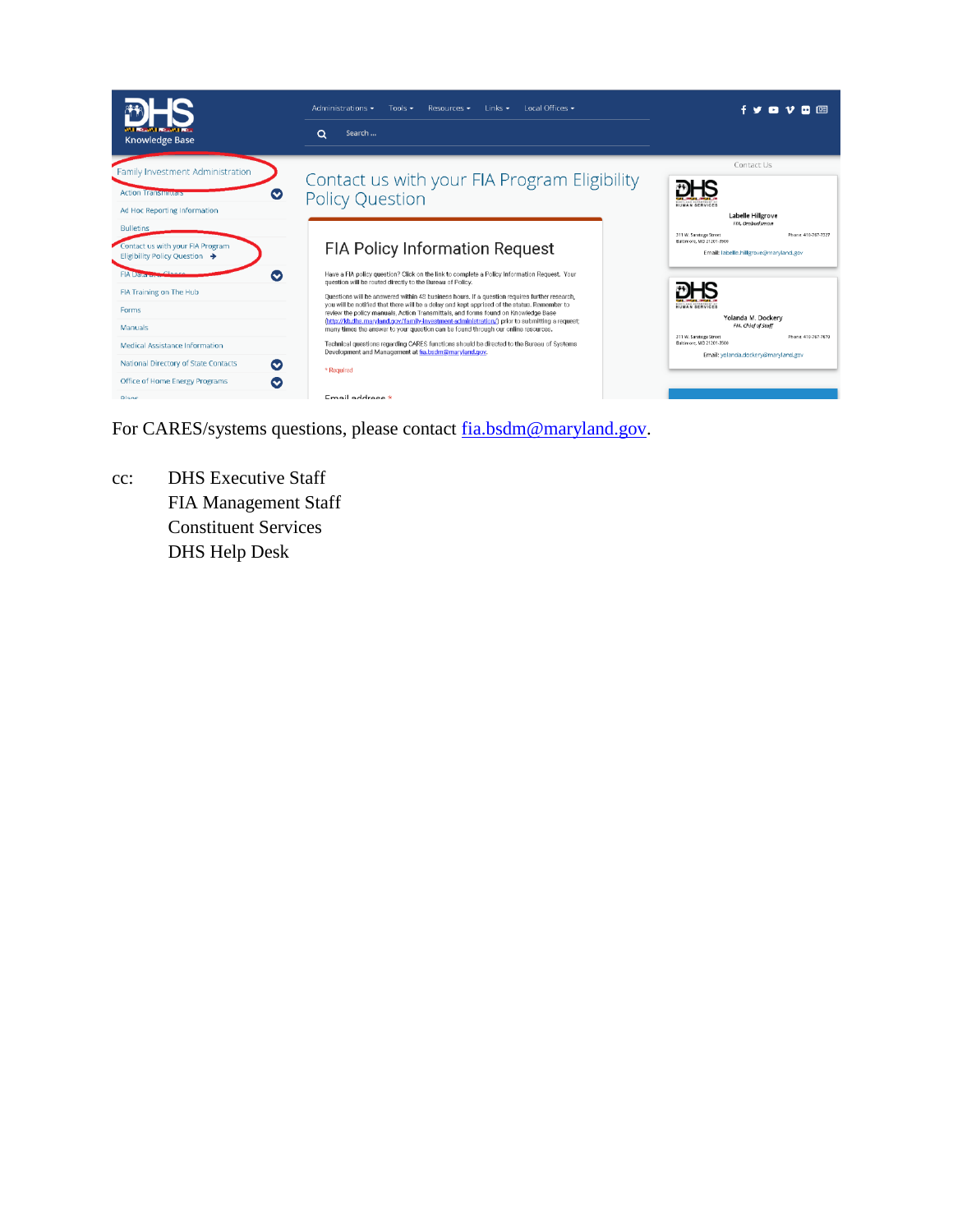DHS Knowledge Base

Administrations ▾ Tools ▾ Resources ▾ Links ▾ Local Offices ▾

Search ...

Family Investment Administration

- Action Transmittals
- Ad Hoc Reporting Information
- Bulletins
- Contact us with your FIA Program Eligibility Policy Question →
- FIA Data and Charts
- FIA Training on The Hub
- Forms
- Manuals
- Medical Assistance Information
- National Directory of State Contacts
- Office of Home Energy Programs

## Contact us with your FIA Program Eligibility Policy Question

### FIA Policy Information Request

Have a FIA policy question? Click on the link to complete a Policy Information Request. Your question will be routed directly to the Bureau of Policy.

Questions will be answered within 48 business hours. If a question requires further research, you will be notified that there will be a delay and kept apprised of the status. Remember to review the policy manuals, Action Transmittals, and forms found on Knowledge Base (http://kb.dhs.maryland.gov/family-investment-administration/) prior to submitting a request; many times the answer to your question can be found through our online resources.

Technical questions regarding CARES functions should be directed to the Bureau of Systems Development and Management at fia.bsdm@maryland.gov.

\* Required

Email address \*

Contact Us

Labelle Hillgrove
FIA Ombudsman
311 W. Saratoga Street, Baltimore, MD 21201-3500
Email: labelle.hillgrove@maryland.gov

Yolanda M. Dockery
FIA Chief of Staff
311 W. Saratoga Street, Baltimore, MD 21201-3500
Email: yolanda.dockery@maryland.gov

For CARES/systems questions, please contact fia.bsdm@maryland.gov.

cc: DHS Executive Staff
FIA Management Staff
Constituent Services
DHS Help Desk